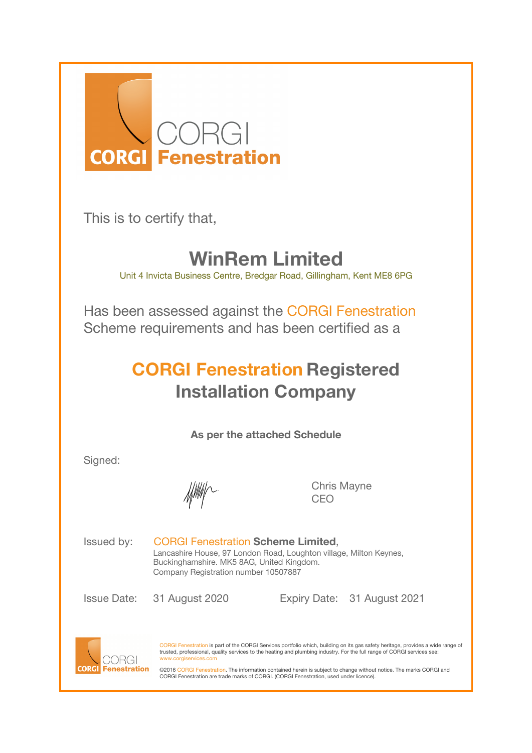CORGI

CORGI Fenestration

This is to certify that,

# WinRem Limited

Unit 4 Invicta Business Centre, Bredgar Road, Gillingham, Kent ME8 6PG

Has been assessed against the CORGI Fenestration Scheme requirements and has been certified as a

## CORGI Fenestration Registered Installation Company

**As per the attached Schedule**

Signed:

Chris Mayne
CEO

Issued by: CORGI Fenestration **Scheme Limited**,
Lancashire House, 97 London Road, Loughton village, Milton Keynes, Buckinghamshire. MK5 8AG, United Kingdom.
Company Registration number 10507887

Issue Date: 31 August 2020 Expiry Date: 31 August 2021

CORGI Fenestration is part of the CORGI Services portfolio which, building on its gas safety heritage, provides a wide range of trusted, professional, quality services to the heating and plumbing industry. For the full range of CORGI services see: www.corgiservices.com

©2016 CORGI Fenestration. The information contained herein is subject to change without notice. The marks CORGI and CORGI Fenestration are trade marks of CORGI. (CORGI Fenestration, used under licence).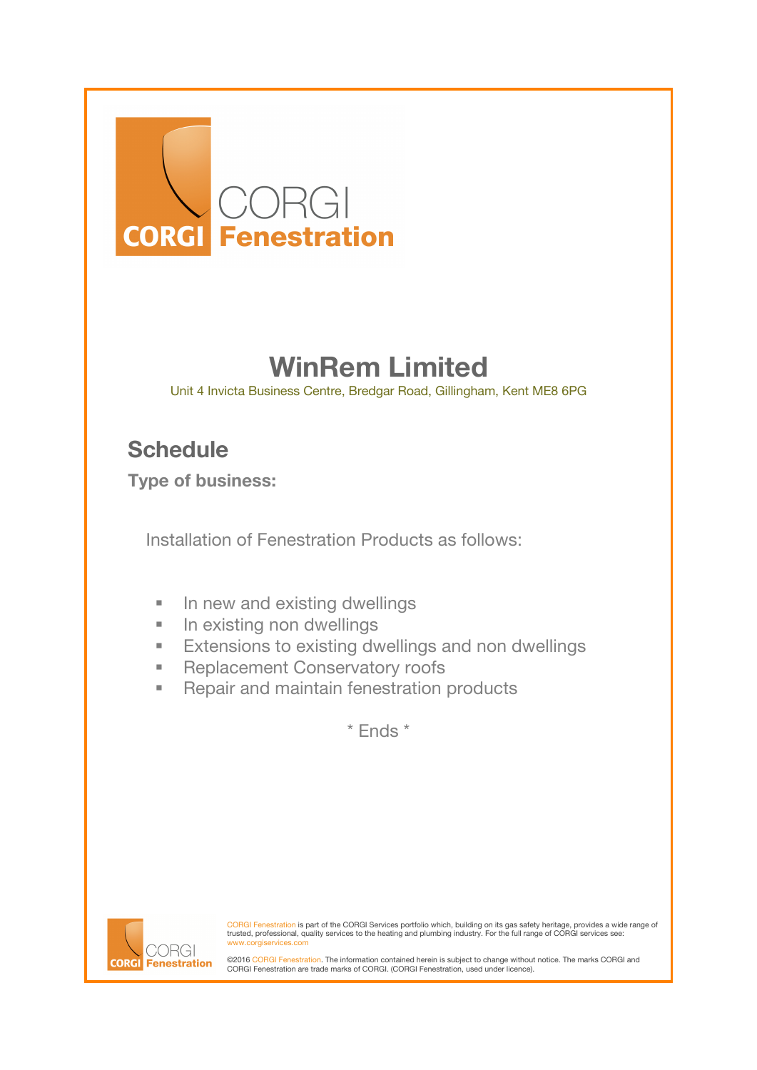CORGI
CORGI Fenestration

# WinRem Limited

Unit 4 Invicta Business Centre, Bredgar Road, Gillingham, Kent ME8 6PG

## Schedule

### Type of business:

Installation of Fenestration Products as follows:

- In new and existing dwellings
- In existing non dwellings
- Extensions to existing dwellings and non dwellings
- Replacement Conservatory roofs
- Repair and maintain fenestration products

* Ends *

CORGI Fenestration is part of the CORGI Services portfolio which, building on its gas safety heritage, provides a wide range of trusted, professional, quality services to the heating and plumbing industry. For the full range of CORGI services see: www.corgiservices.com

©2016 CORGI Fenestration. The information contained herein is subject to change without notice. The marks CORGI and CORGI Fenestration are trade marks of CORGI. (CORGI Fenestration, used under licence).